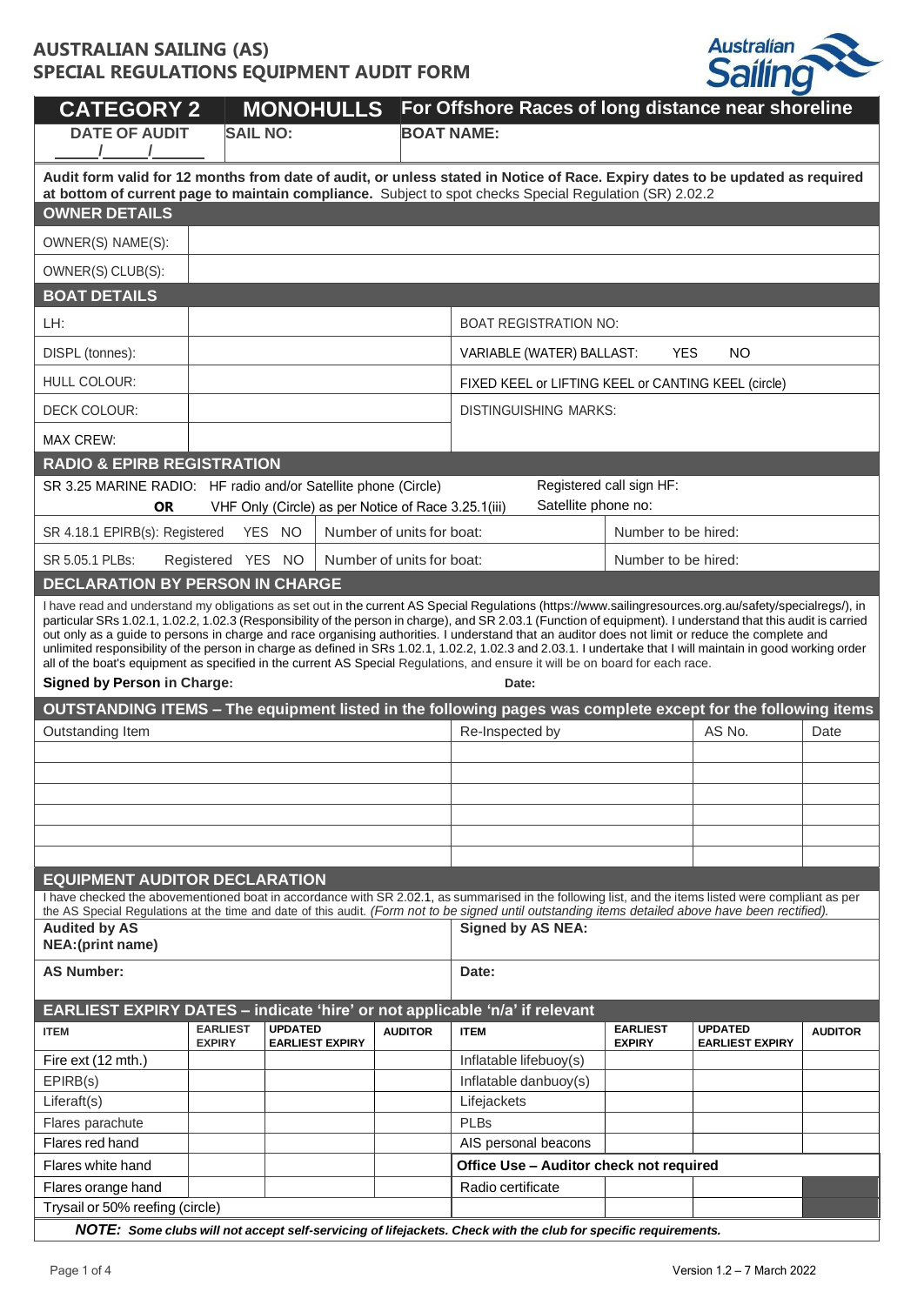# AUSTRALIAN SAILING (AS) SPECIAL REGULATIONS EQUIPMENT AUDIT FORM

## CATEGORY 2 MONOHULLS For Offshore Races of long distance near shoreline

| DATE OF AUDIT | SAIL NO: | BOAT NAME: |
|---|---|---|
| ____/____/____ | | |

**Audit form valid for 12 months from date of audit, or unless stated in Notice of Race. Expiry dates to be updated as required at bottom of current page to maintain compliance.** Subject to spot checks Special Regulation (SR) 2.02.2

### OWNER DETAILS

| | |
|---|---|
| OWNER(S) NAME(S): | |
| OWNER(S) CLUB(S): | |

### BOAT DETAILS

| | | | |
|---|---|---|---|
| LH: | | BOAT REGISTRATION NO: | |
| DISPL (tonnes): | | VARIABLE (WATER) BALLAST: YES NO | |
| HULL COLOUR: | | FIXED KEEL or LIFTING KEEL or CANTING KEEL (circle) | |
| DECK COLOUR: | | DISTINGUISHING MARKS: | |
| MAX CREW: | | | |

### RADIO & EPIRB REGISTRATION

| | | |
|---|---|---|
| SR 3.25 MARINE RADIO: HF radio and/or Satellite phone (Circle) **OR** VHF Only (Circle) as per Notice of Race 3.25.1(iii) | Registered call sign HF: Satellite phone no: | |
| SR 4.18.1 EPIRB(s): Registered YES NO | Number of units for boat: | Number to be hired: |
| SR 5.05.1 PLBs: Registered YES NO | Number of units for boat: | Number to be hired: |

### DECLARATION BY PERSON IN CHARGE

I have read and understand my obligations as set out in the current AS Special Regulations (https://www.sailingresources.org.au/safety/specialregs/), in particular SRs 1.02.1, 1.02.2, 1.02.3 (Responsibility of the person in charge), and SR 2.03.1 (Function of equipment). I understand that this audit is carried out only as a guide to persons in charge and race organising authorities. I understand that an auditor does not limit or reduce the complete and unlimited responsibility of the person in charge as defined in SRs 1.02.1, 1.02.2, 1.02.3 and 2.03.1. I undertake that I will maintain in good working order all of the boat's equipment as specified in the current AS Special Regulations, and ensure it will be on board for each race.

**Signed by Person in Charge:** **Date:**

### OUTSTANDING ITEMS – The equipment listed in the following pages was complete except for the following items

| Outstanding Item | Re-Inspected by | AS No. | Date |
|---|---|---|---|
| | | | |
| | | | |
| | | | |
| | | | |
| | | | |
| | | | |

### EQUIPMENT AUDITOR DECLARATION

I have checked the abovementioned boat in accordance with SR 2.02.1, as summarised in the following list, and the items listed were compliant as per the AS Special Regulations at the time and date of this audit. *(Form not to be signed until outstanding items detailed above have been rectified).*

| | |
|---|---|
| **Audited by AS NEA:(print name)** | **Signed by AS NEA:** |
| **AS Number:** | **Date:** |

### EARLIEST EXPIRY DATES – indicate 'hire' or not applicable 'n/a' if relevant

| ITEM | EARLIEST EXPIRY | UPDATED EARLIEST EXPIRY | AUDITOR | ITEM | EARLIEST EXPIRY | UPDATED EARLIEST EXPIRY | AUDITOR |
|---|---|---|---|---|---|---|---|
| Fire ext (12 mth.) | | | | Inflatable lifebuoy(s) | | | |
| EPIRB(s) | | | | Inflatable danbuoy(s) | | | |
| Liferaft(s) | | | | Lifejackets | | | |
| Flares parachute | | | | PLBs | | | |
| Flares red hand | | | | AIS personal beacons | | | |
| Flares white hand | | | | **Office Use – Auditor check not required** | | | |
| Flares orange hand | | | | Radio certificate | | | |
| Trysail or 50% reefing (circle) | | | | | | | |

***NOTE:** Some clubs will not accept self-servicing of lifejackets. Check with the club for specific requirements.*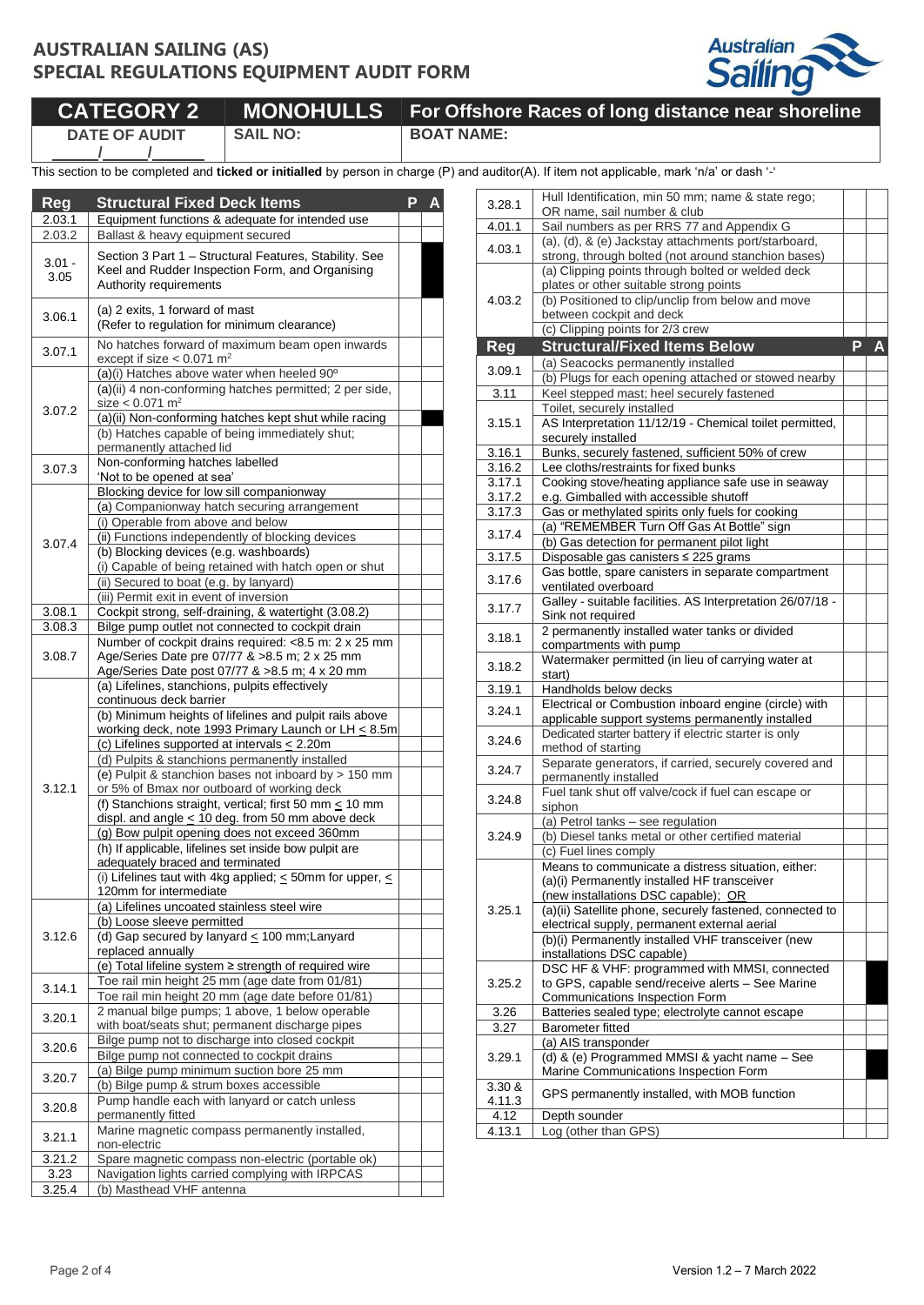# AUSTRALIAN SAILING (AS)
# SPECIAL REGULATIONS EQUIPMENT AUDIT FORM

| CATEGORY 2 | MONOHULLS | For Offshore Races of long distance near shoreline |
|---|---|---|
| DATE OF AUDIT ___/___/___ | SAIL NO: | BOAT NAME: |

This section to be completed and **ticked or initialled** by person in charge (P) and auditor(A). If item not applicable, mark 'n/a' or dash '-'

| Reg | Structural Fixed Deck Items | P | A |
|---|---|---|---|
| 2.03.1 | Equipment functions & adequate for intended use | | |
| 2.03.2 | Ballast & heavy equipment secured | | |
| 3.01 - 3.05 | Section 3 Part 1 – Structural Features, Stability. See Keel and Rudder Inspection Form, and Organising Authority requirements | | |
| 3.06.1 | (a) 2 exits, 1 forward of mast (Refer to regulation for minimum clearance) | | |
| 3.07.1 | No hatches forward of maximum beam open inwards except if size < 0.071 m² | | |
| 3.07.2 | (a)(i) Hatches above water when heeled 90º | | |
| | (a)(ii) 4 non-conforming hatches permitted; 2 per side, size < 0.071 m² | | |
| | (a)(ii) Non-conforming hatches kept shut while racing | | |
| | (b) Hatches capable of being immediately shut; permanently attached lid | | |
| 3.07.3 | Non-conforming hatches labelled 'Not to be opened at sea' | | |
| 3.07.4 | Blocking device for low sill companionway | | |
| | (a) Companionway hatch securing arrangement | | |
| | (i) Operable from above and below | | |
| | (ii) Functions independently of blocking devices | | |
| | (b) Blocking devices (e.g. washboards) | | |
| | (i) Capable of being retained with hatch open or shut | | |
| | (ii) Secured to boat (e.g. by lanyard) | | |
| | (iii) Permit exit in event of inversion | | |
| 3.08.1 | Cockpit strong, self-draining, & watertight (3.08.2) | | |
| 3.08.3 | Bilge pump outlet not connected to cockpit drain | | |
| 3.08.7 | Number of cockpit drains required: <8.5 m: 2 x 25 mm Age/Series Date pre 07/77 & >8.5 m; 2 x 25 mm Age/Series Date post 07/77 & >8.5 m; 4 x 20 mm | | |
| 3.12.1 | (a) Lifelines, stanchions, pulpits effectively continuous deck barrier | | |
| | (b) Minimum heights of lifelines and pulpit rails above working deck, note 1993 Primary Launch or LH ≤ 8.5m | | |
| | (c) Lifelines supported at intervals ≤ 2.20m | | |
| | (d) Pulpits & stanchions permanently installed | | |
| | (e) Pulpit & stanchion bases not inboard by > 150 mm or 5% of Bmax nor outboard of working deck | | |
| | (f) Stanchions straight, vertical; first 50 mm ≤ 10 mm displ. and angle ≤ 10 deg. from 50 mm above deck | | |
| | (g) Bow pulpit opening does not exceed 360mm | | |
| | (h) If applicable, lifelines set inside bow pulpit are adequately braced and terminated | | |
| | (i) Lifelines taut with 4kg applied; ≤ 50mm for upper, ≤ 120mm for intermediate | | |
| 3.12.6 | (a) Lifelines uncoated stainless steel wire | | |
| | (b) Loose sleeve permitted | | |
| | (d) Gap secured by lanyard ≤ 100 mm;Lanyard replaced annually | | |
| | (e) Total lifeline system ≥ strength of required wire | | |
| 3.14.1 | Toe rail min height 25 mm (age date from 01/81) | | |
| | Toe rail min height 20 mm (age date before 01/81) | | |
| 3.20.1 | 2 manual bilge pumps; 1 above, 1 below operable with boat/seats shut; permanent discharge pipes | | |
| 3.20.6 | Bilge pump not to discharge into closed cockpit | | |
| | Bilge pump not connected to cockpit drains | | |
| 3.20.7 | (a) Bilge pump minimum suction bore 25 mm | | |
| | (b) Bilge pump & strum boxes accessible | | |
| 3.20.8 | Pump handle each with lanyard or catch unless permanently fitted | | |
| 3.21.1 | Marine magnetic compass permanently installed, non-electric | | |
| 3.21.2 | Spare magnetic compass non-electric (portable ok) | | |
| 3.23 | Navigation lights carried complying with IRPCAS | | |
| 3.25.4 | (b) Masthead VHF antenna | | |
| 3.28.1 | Hull Identification, min 50 mm; name & state rego; OR name, sail number & club | | |
| 4.01.1 | Sail numbers as per RRS 77 and Appendix G | | |
| 4.03.1 | (a), (d), & (e) Jackstay attachments port/starboard, strong, through bolted (not around stanchion bases) | | |
| 4.03.2 | (a) Clipping points through bolted or welded deck plates or other suitable strong points | | |
| | (b) Positioned to clip/unclip from below and move between cockpit and deck | | |
| | (c) Clipping points for 2/3 crew | | |

| Reg | Structural/Fixed Items Below | P | A |
|---|---|---|---|
| 3.09.1 | (a) Seacocks permanently installed | | |
| | (b) Plugs for each opening attached or stowed nearby | | |
| 3.11 | Keel stepped mast; heel securely fastened | | |
| 3.15.1 | Toilet, securely installed | | |
| | AS Interpretation 11/12/19 - Chemical toilet permitted, securely installed | | |
| 3.16.1 | Bunks, securely fastened, sufficient 50% of crew | | |
| 3.16.2 | Lee cloths/restraints for fixed bunks | | |
| 3.17.1 | Cooking stove/heating appliance safe use in seaway | | |
| 3.17.2 | e.g. Gimballed with accessible shutoff | | |
| 3.17.3 | Gas or methylated spirits only fuels for cooking | | |
| 3.17.4 | (a) "REMEMBER Turn Off Gas At Bottle" sign | | |
| | (b) Gas detection for permanent pilot light | | |
| 3.17.5 | Disposable gas canisters ≤ 225 grams | | |
| 3.17.6 | Gas bottle, spare canisters in separate compartment ventilated overboard | | |
| 3.17.7 | Galley - suitable facilities. AS Interpretation 26/07/18 - Sink not required | | |
| 3.18.1 | 2 permanently installed water tanks or divided compartments with pump | | |
| 3.18.2 | Watermaker permitted (in lieu of carrying water at start) | | |
| 3.19.1 | Handholds below decks | | |
| 3.24.1 | Electrical or Combustion inboard engine (circle) with applicable support systems permanently installed | | |
| 3.24.6 | Dedicated starter battery if electric starter is only method of starting | | |
| 3.24.7 | Separate generators, if carried, securely covered and permanently installed | | |
| 3.24.8 | Fuel tank shut off valve/cock if fuel can escape or siphon | | |
| 3.24.9 | (a) Petrol tanks – see regulation | | |
| | (b) Diesel tanks metal or other certified material | | |
| | (c) Fuel lines comply | | |
| 3.25.1 | Means to communicate a distress situation, either: (a)(i) Permanently installed HF transceiver (new installations DSC capable); OR | | |
| | (a)(ii) Satellite phone, securely fastened, connected to electrical supply, permanent external aerial | | |
| | (b)(i) Permanently installed VHF transceiver (new installations DSC capable) | | |
| 3.25.2 | DSC HF & VHF: programmed with MMSI, connected to GPS, capable send/receive alerts – See Marine Communications Inspection Form | | |
| 3.26 | Batteries sealed type; electrolyte cannot escape | | |
| 3.27 | Barometer fitted | | |
| 3.29.1 | (a) AIS transponder | | |
| | (d) & (e) Programmed MMSI & yacht name – See Marine Communications Inspection Form | | |
| 3.30 & 4.11.3 | GPS permanently installed, with MOB function | | |
| 4.12 | Depth sounder | | |
| 4.13.1 | Log (other than GPS) | | |

Version 1.2 – 7 March 2022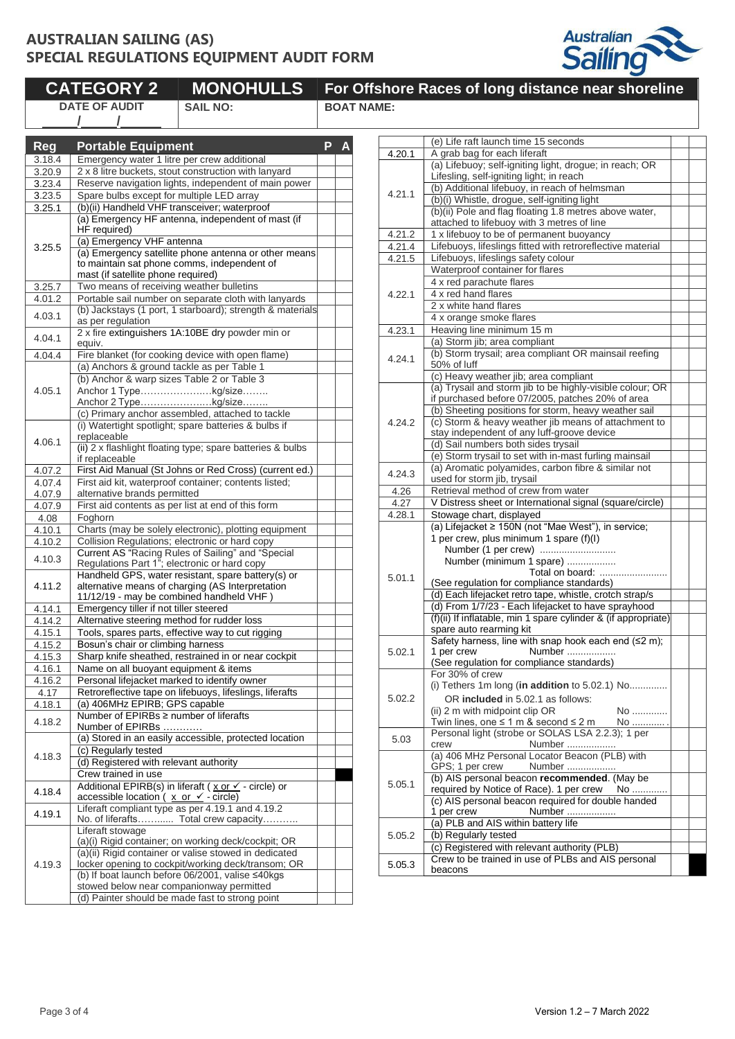# AUSTRALIAN SAILING (AS) SPECIAL REGULATIONS EQUIPMENT AUDIT FORM

| CATEGORY 2 | MONOHULLS | For Offshore Races of long distance near shoreline |
|---|---|---|
| DATE OF AUDIT ____/____/____ | SAIL NO: | BOAT NAME: |

| Reg | Portable Equipment | P | A |
|---|---|---|---|
| 3.18.4 | Emergency water 1 litre per crew additional | | |
| 3.20.9 | 2 x 8 litre buckets, stout construction with lanyard | | |
| 3.23.4 | Reserve navigation lights, independent of main power | | |
| 3.23.5 | Spare bulbs except for multiple LED array | | |
| 3.25.1 | (b)(ii) Handheld VHF transceiver; waterproof | | |
| 3.25.5 | (a) Emergency HF antenna, independent of mast (if HF required) | | |
| | (a) Emergency VHF antenna | | |
| | (a) Emergency satellite phone antenna or other means to maintain sat phone comms, independent of mast (if satellite phone required) | | |
| 3.25.7 | Two means of receiving weather bulletins | | |
| 4.01.2 | Portable sail number on separate cloth with lanyards | | |
| 4.03.1 | (b) Jackstays (1 port, 1 starboard); strength & materials as per regulation | | |
| 4.04.1 | 2 x fire extinguishers 1A:10BE dry powder min or equiv. | | |
| 4.04.4 | Fire blanket (for cooking device with open flame) | | |
| 4.05.1 | (a) Anchors & ground tackle as per Table 1 | | |
| | (b) Anchor & warp sizes Table 2 or Table 3<br>Anchor 1 Type…………………..kg/size……..<br>Anchor 2 Type…………………..kg/size…….. | | |
| | (c) Primary anchor assembled, attached to tackle | | |
| 4.06.1 | (i) Watertight spotlight; spare batteries & bulbs if replaceable | | |
| | (ii) 2 x flashlight floating type; spare batteries & bulbs if replaceable | | |
| 4.07.2 | First Aid Manual (St Johns or Red Cross) (current ed.) | | |
| 4.07.4<br>4.07.9 | First aid kit, waterproof container; contents listed; alternative brands permitted | | |
| 4.07.9 | First aid contents as per list at end of this form | | |
| 4.08 | Foghorn | | |
| 4.10.1 | Charts (may be solely electronic), plotting equipment | | |
| 4.10.2 | Collision Regulations; electronic or hard copy | | |
| 4.10.3 | Current AS "Racing Rules of Sailing" and "Special Regulations Part 1"; electronic or hard copy | | |
| 4.11.2 | Handheld GPS, water resistant, spare battery(s) or alternative means of charging (AS Interpretation 11/12/19 - may be combined handheld VHF ) | | |
| 4.14.1 | Emergency tiller if not tiller steered | | |
| 4.14.2 | Alternative steering method for rudder loss | | |
| 4.15.1 | Tools, spares parts, effective way to cut rigging | | |
| 4.15.2 | Bosun's chair or climbing harness | | |
| 4.15.3 | Sharp knife sheathed, restrained in or near cockpit | | |
| 4.16.1 | Name on all buoyant equipment & items | | |
| 4.16.2 | Personal lifejacket marked to identify owner | | |
| 4.17 | Retroreflective tape on lifebuoys, lifeslings, liferafts | | |
| 4.18.1 | (a) 406MHz EPIRB; GPS capable | | |
| 4.18.2 | Number of EPIRBs ≥ number of liferafts<br>Number of EPIRBs ………… | | |
| 4.18.3 | (a) Stored in an easily accessible, protected location | | |
| | (c) Regularly tested | | |
| | (d) Registered with relevant authority | | |
| | Crew trained in use | | |
| 4.18.4 | Additional EPIRB(s) in liferaft ( x or ✓ - circle) or accessible location ( x or ✓ - circle) | | |
| 4.19.1 | Liferaft compliant type as per 4.19.1 and 4.19.2<br>No. of liferafts……..... Total crew capacity……….. | | |
| 4.19.3 | Liferaft stowage<br>(a)(i) Rigid container; on working deck/cockpit; OR | | |
| | (a)(ii) Rigid container or valise stowed in dedicated locker opening to cockpit/working deck/transom; OR | | |
| | (b) If boat launch before 06/2001, valise ≤40kgs stowed below near companionway permitted | | |
| | (d) Painter should be made fast to strong point | | |
| | (e) Life raft launch time 15 seconds | | |
| 4.20.1 | A grab bag for each liferaft | | |
| 4.21.1 | (a) Lifebuoy; self-igniting light, drogue; in reach; OR Lifesling, self-igniting light; in reach | | |
| | (b) Additional lifebuoy, in reach of helmsman | | |
| | (b)(i) Whistle, drogue, self-igniting light | | |
| | (b)(ii) Pole and flag floating 1.8 metres above water, attached to lifebuoy with 3 metres of line | | |
| 4.21.2 | 1 x lifebuoy to be of permanent buoyancy | | |
| 4.21.4 | Lifebuoys, lifeslings fitted with retroreflective material | | |
| 4.21.5 | Lifebuoys, lifeslings safety colour | | |
| 4.22.1 | Waterproof container for flares | | |
| | 4 x red parachute flares | | |
| | 4 x red hand flares | | |
| | 2 x white hand flares | | |
| | 4 x orange smoke flares | | |
| 4.23.1 | Heaving line minimum 15 m | | |
| 4.24.1 | (a) Storm jib; area compliant | | |
| | (b) Storm trysail; area compliant OR mainsail reefing 50% of luff | | |
| | (c) Heavy weather jib; area compliant | | |
| 4.24.2 | (a) Trysail and storm jib to be highly-visible colour; OR if purchased before 07/2005, patches 20% of area | | |
| | (b) Sheeting positions for storm, heavy weather sail | | |
| | (c) Storm & heavy weather jib means of attachment to stay independent of any luff-groove device | | |
| | (d) Sail numbers both sides trysail | | |
| | (e) Storm trysail to set with in-mast furling mainsail | | |
| 4.24.3 | (a) Aromatic polyamides, carbon fibre & similar not used for storm jib, trysail | | |
| 4.26 | Retrieval method of crew from water | | |
| 4.27 | V Distress sheet or International signal (square/circle) | | |
| 4.28.1 | Stowage chart, displayed | | |
| 5.01.1 | (a) Lifejacket ≥ 150N (not "Mae West"), in service; 1 per crew, plus minimum 1 spare (f)(I)<br>Number (1 per crew) ………………………<br>Number (minimum 1 spare) ………………<br>Total on board: ……………………<br>(See regulation for compliance standards) | | |
| | (d) Each lifejacket retro tape, whistle, crotch strap/s | | |
| | (d) From 1/7/23 - Each lifejacket to have sprayhood | | |
| | (f)(ii) If inflatable, min 1 spare cylinder & (if appropriate) spare auto rearming kit | | |
| 5.02.1 | Safety harness, line with snap hook each end (≤2 m); 1 per crew Number ………………<br>(See regulation for compliance standards) | | |
| 5.02.2 | For 30% of crew<br>(i) Tethers 1m long (**in addition** to 5.02.1) No..............<br>OR **included** in 5.02.1 as follows:<br>(ii) 2 m with midpoint clip OR No .............<br>Twin lines, one ≤ 1 m & second ≤ 2 m No ............ | | |
| 5.03 | Personal light (strobe or SOLAS LSA 2.2.3); 1 per crew Number ……………… | | |
| 5.05.1 | (a) 406 MHz Personal Locator Beacon (PLB) with GPS; 1 per crew Number ……………… | | |
| | (b) AIS personal beacon **recommended**. (May be required by Notice of Race). 1 per crew No ………… | | |
| | (c) AIS personal beacon required for double handed 1 per crew Number ……………… | | |
| 5.05.2 | (a) PLB and AIS within battery life | | |
| | (b) Regularly tested | | |
| | (c) Registered with relevant authority (PLB) | | |
| 5.05.3 | Crew to be trained in use of PLBs and AIS personal beacons | | |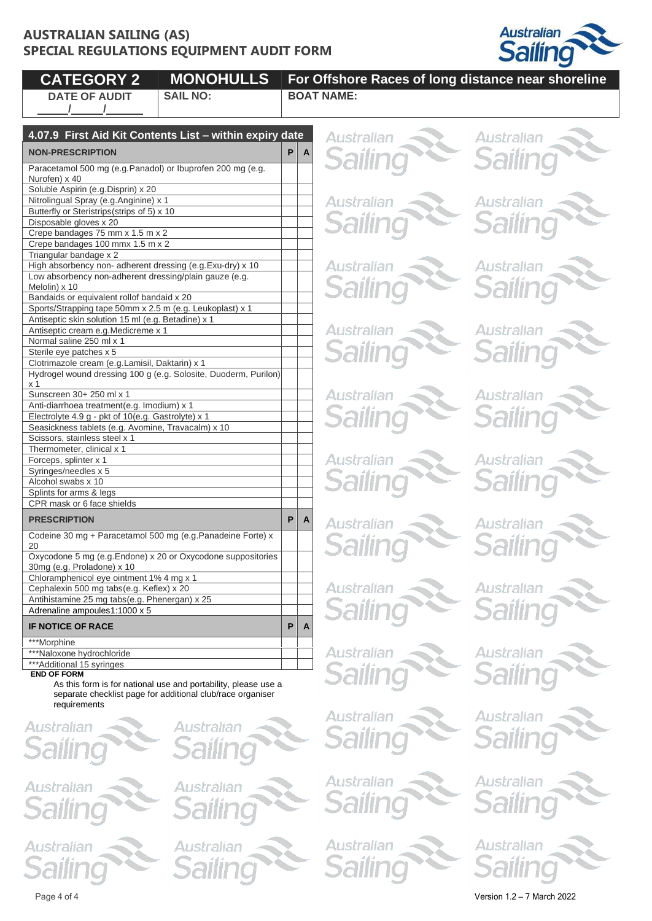# AUSTRALIAN SAILING (AS)
# SPECIAL REGULATIONS EQUIPMENT AUDIT FORM

| CATEGORY 2 | MONOHULLS | For Offshore Races of long distance near shoreline |
|---|---|---|
| DATE OF AUDIT<br>\_\_\_\_/\_\_\_\_/\_\_\_\_ | SAIL NO: | BOAT NAME: |

## 4.07.9 First Aid Kit Contents List – within expiry date

| NON-PRESCRIPTION | P | A |
|---|---|---|
| Paracetamol 500 mg (e.g.Panadol) or Ibuprofen 200 mg (e.g. Nurofen) x 40 | | |
| Soluble Aspirin (e.g.Disprin) x 20 | | |
| Nitrolingual Spray (e.g.Anginine) x 1 | | |
| Butterfly or Steristrips(strips of 5) x 10 | | |
| Disposable gloves x 20 | | |
| Crepe bandages 75 mm x 1.5 m x 2 | | |
| Crepe bandages 100 mmx 1.5 m x 2 | | |
| Triangular bandage x 2 | | |
| High absorbency non- adherent dressing (e.g.Exu-dry) x 10 | | |
| Low absorbency non-adherent dressing/plain gauze (e.g. Melolin) x 10 | | |
| Bandaids or equivalent rollof bandaid x 20 | | |
| Sports/Strapping tape 50mm x 2.5 m (e.g. Leukoplast) x 1 | | |
| Antiseptic skin solution 15 ml (e.g. Betadine) x 1 | | |
| Antiseptic cream e.g.Medicreme x 1 | | |
| Normal saline 250 ml x 1 | | |
| Sterile eye patches x 5 | | |
| Clotrimazole cream (e.g.Lamisil, Daktarin) x 1 | | |
| Hydrogel wound dressing 100 g (e.g. Solosite, Duoderm, Purilon) x 1 | | |
| Sunscreen 30+ 250 ml x 1 | | |
| Anti-diarrhoea treatment(e.g. Imodium) x 1 | | |
| Electrolyte 4.9 g - pkt of 10(e.g. Gastrolyte) x 1 | | |
| Seasickness tablets (e.g. Avomine, Travacalm) x 10 | | |
| Scissors, stainless steel x 1 | | |
| Thermometer, clinical x 1 | | |
| Forceps, splinter x 1 | | |
| Syringes/needles x 5 | | |
| Alcohol swabs x 10 | | |
| Splints for arms & legs | | |
| CPR mask or 6 face shields | | |
| **PRESCRIPTION** | **P** | **A** |
| Codeine 30 mg + Paracetamol 500 mg (e.g.Panadeine Forte) x 20 | | |
| Oxycodone 5 mg (e.g.Endone) x 20 or Oxycodone suppositories 30mg (e.g. Proladone) x 10 | | |
| Chloramphenicol eye ointment 1% 4 mg x 1 | | |
| Cephalexin 500 mg tabs(e.g. Keflex) x 20 | | |
| Antihistamine 25 mg tabs(e.g. Phenergan) x 25 | | |
| Adrenaline ampoules1:1000 x 5 | | |
| **IF NOTICE OF RACE** | **P** | **A** |
| ***Morphine | | |
| ***Naloxone hydrochloride | | |
| ***Additional 15 syringes | | |

**END OF FORM**

As this form is for national use and portability, please use a separate checklist page for additional club/race organiser requirements

Version 1.2 – 7 March 2022